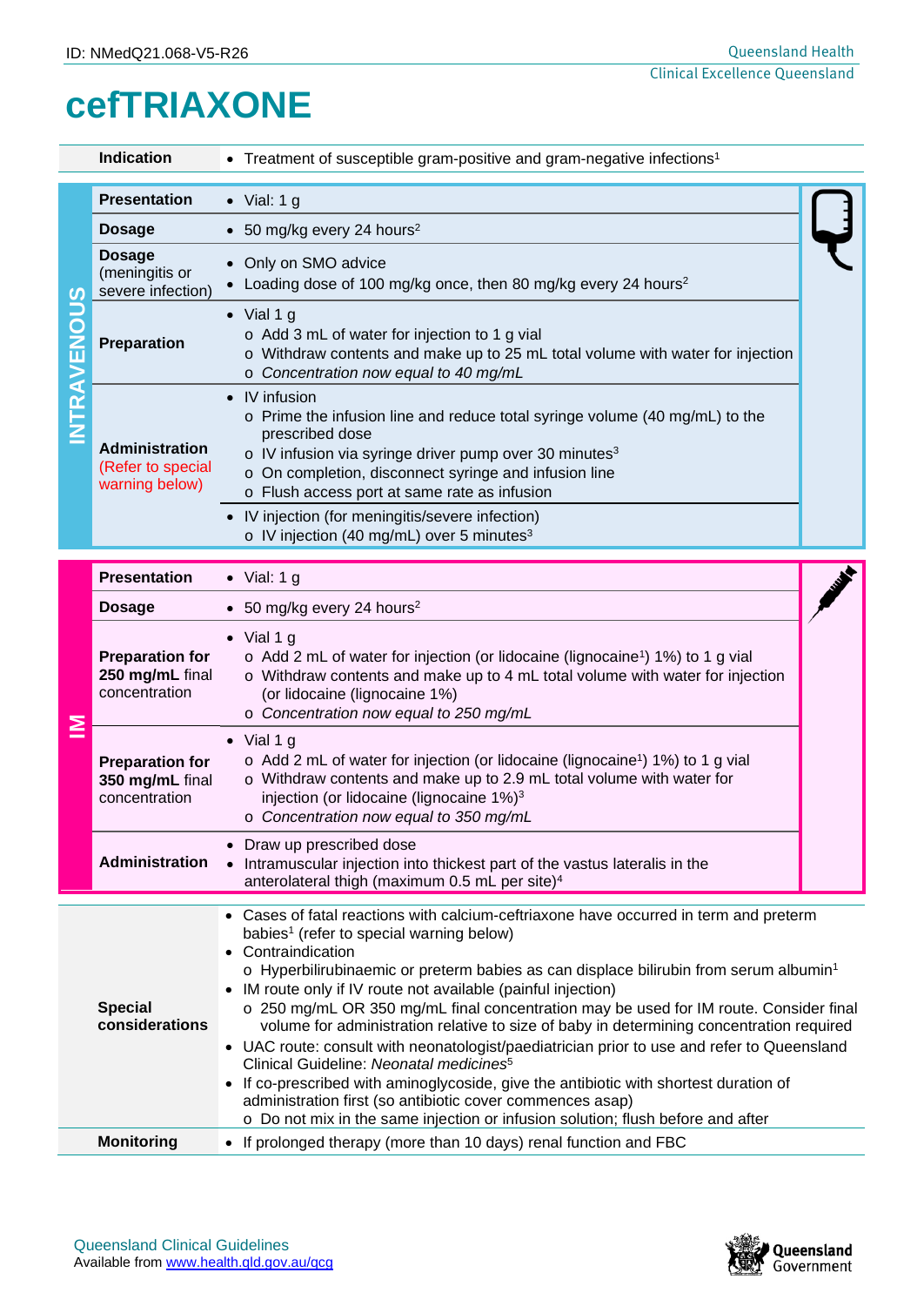ID: NMedQ21.068-V5-R26

# cefTRIAXONE

| | | |
|---|---|---|
| | **Indication** | • Treatment of susceptible gram-positive and gram-negative infections[1] |
| **INTRAVENOUS** | **Presentation** | • Vial: 1 g |
| | **Dosage** | • 50 mg/kg every 24 hours[2] |
| | **Dosage** (meningitis or severe infection) | • Only on SMO advice<br>• Loading dose of 100 mg/kg once, then 80 mg/kg every 24 hours[2] |
| | **Preparation** | • Vial 1 g<br>o Add 3 mL of water for injection to 1 g vial<br>o Withdraw contents and make up to 25 mL total volume with water for injection<br>o *Concentration now equal to 40 mg/mL* |
| | **Administration** (Refer to special warning below) | • IV infusion<br>o Prime the infusion line and reduce total syringe volume (40 mg/mL) to the prescribed dose<br>o IV infusion via syringe driver pump over 30 minutes[3]<br>o On completion, disconnect syringe and infusion line<br>o Flush access port at same rate as infusion<br>• IV injection (for meningitis/severe infection)<br>o IV injection (40 mg/mL) over 5 minutes[3] |
| **IM** | **Presentation** | • Vial: 1 g |
| | **Dosage** | • 50 mg/kg every 24 hours[2] |
| | **Preparation for 250 mg/mL** final concentration | • Vial 1 g<br>o Add 2 mL of water for injection (or lidocaine (lignocaine[1]) 1%) to 1 g vial<br>o Withdraw contents and make up to 4 mL total volume with water for injection (or lidocaine (lignocaine 1%)<br>o *Concentration now equal to 250 mg/mL* |
| | **Preparation for 350 mg/mL** final concentration | • Vial 1 g<br>o Add 2 mL of water for injection (or lidocaine (lignocaine[1]) 1%) to 1 g vial<br>o Withdraw contents and make up to 2.9 mL total volume with water for injection (or lidocaine (lignocaine 1%)[3]<br>o *Concentration now equal to 350 mg/mL* |
| | **Administration** | • Draw up prescribed dose<br>• Intramuscular injection into thickest part of the vastus lateralis in the anterolateral thigh (maximum 0.5 mL per site)[4] |
| | **Special considerations** | • Cases of fatal reactions with calcium-ceftriaxone have occurred in term and preterm babies[1] (refer to special warning below)<br>• Contraindication<br>o Hyperbilirubinaemic or preterm babies as can displace bilirubin from serum albumin[1]<br>• IM route only if IV route not available (painful injection)<br>o 250 mg/mL OR 350 mg/mL final concentration may be used for IM route. Consider final volume for administration relative to size of baby in determining concentration required<br>• UAC route: consult with neonatologist/paediatrician prior to use and refer to Queensland Clinical Guideline: *Neonatal medicines*[5]<br>• If co-prescribed with aminoglycoside, give the antibiotic with shortest duration of administration first (so antibiotic cover commences asap)<br>o Do not mix in the same injection or infusion solution; flush before and after |
| | **Monitoring** | • If prolonged therapy (more than 10 days) renal function and FBC |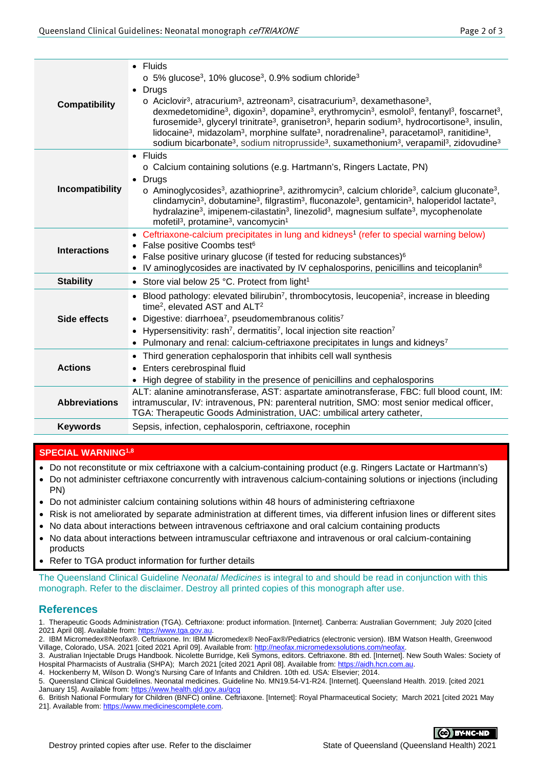| | |
|---|---|
| **Compatibility** | • Fluids<br>  o 5% glucose[3], 10% glucose[3], 0.9% sodium chloride[3]<br>• Drugs<br>  o Aciclovir[3], atracurium[3], aztreonam[3], cisatracurium[3], dexamethasone[3], dexmedetomidine[3], digoxin[3], dopamine[3], erythromycin[3], esmolol[3], fentanyl[3], foscarnet[3], furosemide[3], glyceryl trinitrate[3], granisetron[3], heparin sodium[3], hydrocortisone[3], insulin, lidocaine[3], midazolam[3], morphine sulfate[3], noradrenaline[3], paracetamol[3], ranitidine[3], sodium bicarbonate[3], sodium nitroprusside[3], suxamethonium[3], verapamil[3], zidovudine[3] |
| **Incompatibility** | • Fluids<br>  o Calcium containing solutions (e.g. Hartmann's, Ringers Lactate, PN)<br>• Drugs<br>  o Aminoglycosides[3], azathioprine[3], azithromycin[3], calcium chloride[3], calcium gluconate[3], clindamycin[3], dobutamine[3], filgrastim[3], fluconazole[3], gentamicin[3], haloperidol lactate[3], hydralazine[3], imipenem-cilastatin[3], linezolid[3], magnesium sulfate[3], mycophenolate mofetil[3], protamine[3], vancomycin[1] |
| **Interactions** | • Ceftriaxone-calcium precipitates in lung and kidneys[1] (refer to special warning below)<br>• False positive Coombs test[6]<br>• False positive urinary glucose (if tested for reducing substances)[6]<br>• IV aminoglycosides are inactivated by IV cephalosporins, penicillins and teicoplanin[8] |
| **Stability** | • Store vial below 25 °C. Protect from light[1] |
| **Side effects** | • Blood pathology: elevated bilirubin[7], thrombocytosis, leucopenia[2], increase in bleeding time[2], elevated AST and ALT[2]<br>• Digestive: diarrhoea[7], pseudomembranous colitis[7]<br>• Hypersensitivity: rash[7], dermatitis[7], local injection site reaction[7]<br>• Pulmonary and renal: calcium-ceftriaxone precipitates in lungs and kidneys[7] |
| **Actions** | • Third generation cephalosporin that inhibits cell wall synthesis<br>• Enters cerebrospinal fluid<br>• High degree of stability in the presence of penicillins and cephalosporins |
| **Abbreviations** | ALT: alanine aminotransferase, AST: aspartate aminotransferase, FBC: full blood count, IM: intramuscular, IV: intravenous, PN: parenteral nutrition, SMO: most senior medical officer, TGA: Therapeutic Goods Administration, UAC: umbilical artery catheter, |
| **Keywords** | Sepsis, infection, cephalosporin, ceftriaxone, rocephin |

**SPECIAL WARNING[1,8]**

- Do not reconstitute or mix ceftriaxone with a calcium-containing product (e.g. Ringers Lactate or Hartmann's)
- Do not administer ceftriaxone concurrently with intravenous calcium-containing solutions or injections (including PN)
- Do not administer calcium containing solutions within 48 hours of administering ceftriaxone
- Risk is not ameliorated by separate administration at different times, via different infusion lines or different sites
- No data about interactions between intravenous ceftriaxone and oral calcium containing products
- No data about interactions between intramuscular ceftriaxone and intravenous or oral calcium-containing products
- Refer to TGA product information for further details

The Queensland Clinical Guideline *Neonatal Medicines* is integral to and should be read in conjunction with this monograph. Refer to the disclaimer. Destroy all printed copies of this monograph after use.

## References

1. Therapeutic Goods Administration (TGA). Ceftriaxone: product information. [Internet]. Canberra: Australian Government; July 2020 [cited 2021 April 08]. Available from: https://www.tga.gov.au.
2. IBM Micromedex®Neofax®. Ceftriaxone. In: IBM Micromedex® NeoFax®/Pediatrics (electronic version). IBM Watson Health, Greenwood Village, Colorado, USA. 2021 [cited 2021 April 09]. Available from: http://neofax.micromedexsolutions.com/neofax.
3. Australian Injectable Drugs Handbook. Nicolette Burridge, Keli Symons, editors. Ceftriaxone. 8th ed. [Internet]. New South Wales: Society of Hospital Pharmacists of Australia (SHPA); March 2021 [cited 2021 April 08]. Available from: https://aidh.hcn.com.au.
4. Hockenberry M, Wilson D. Wong's Nursing Care of Infants and Children. 10th ed. USA: Elsevier; 2014.
5. Queensland Clinical Guidelines. Neonatal medicines. Guideline No. MN19.54-V1-R24. [Internet]. Queensland Health. 2019. [cited 2021 January 15]. Available from: https://www.health.qld.gov.au/qcg
6. British National Formulary for Children (BNFC) online. Ceftriaxone. [Internet]: Royal Pharmaceutical Society; March 2021 [cited 2021 May 21]. Available from: https://www.medicinescomplete.com.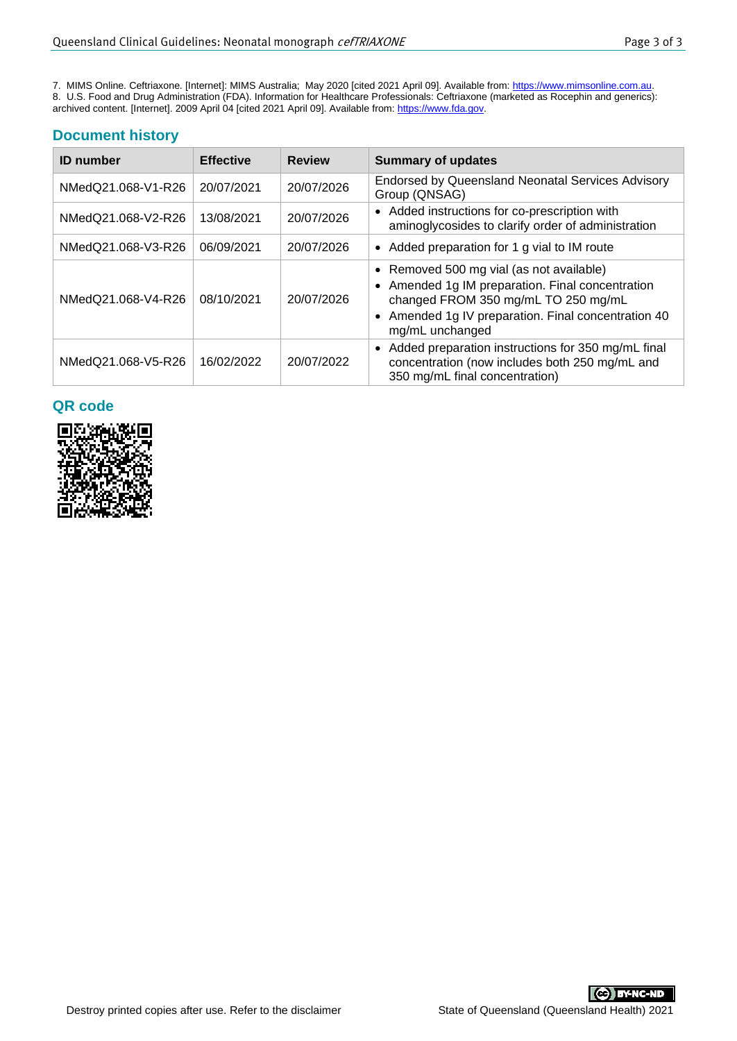7. MIMS Online. Ceftriaxone. [Internet]: MIMS Australia; May 2020 [cited 2021 April 09]. Available from: https://www.mimsonline.com.au.
8. U.S. Food and Drug Administration (FDA). Information for Healthcare Professionals: Ceftriaxone (marketed as Rocephin and generics): archived content. [Internet]. 2009 April 04 [cited 2021 April 09]. Available from: https://www.fda.gov.

## Document history

| ID number | Effective | Review | Summary of updates |
|---|---|---|---|
| NMedQ21.068-V1-R26 | 20/07/2021 | 20/07/2026 | Endorsed by Queensland Neonatal Services Advisory Group (QNSAG) |
| NMedQ21.068-V2-R26 | 13/08/2021 | 20/07/2026 | • Added instructions for co-prescription with aminoglycosides to clarify order of administration |
| NMedQ21.068-V3-R26 | 06/09/2021 | 20/07/2026 | • Added preparation for 1 g vial to IM route |
| NMedQ21.068-V4-R26 | 08/10/2021 | 20/07/2026 | • Removed 500 mg vial (as not available)<br>• Amended 1g IM preparation. Final concentration changed FROM 350 mg/mL TO 250 mg/mL<br>• Amended 1g IV preparation. Final concentration 40 mg/mL unchanged |
| NMedQ21.068-V5-R26 | 16/02/2022 | 20/07/2022 | • Added preparation instructions for 350 mg/mL final concentration (now includes both 250 mg/mL and 350 mg/mL final concentration) |

## QR code

Destroy printed copies after use. Refer to the disclaimer

State of Queensland (Queensland Health) 2021